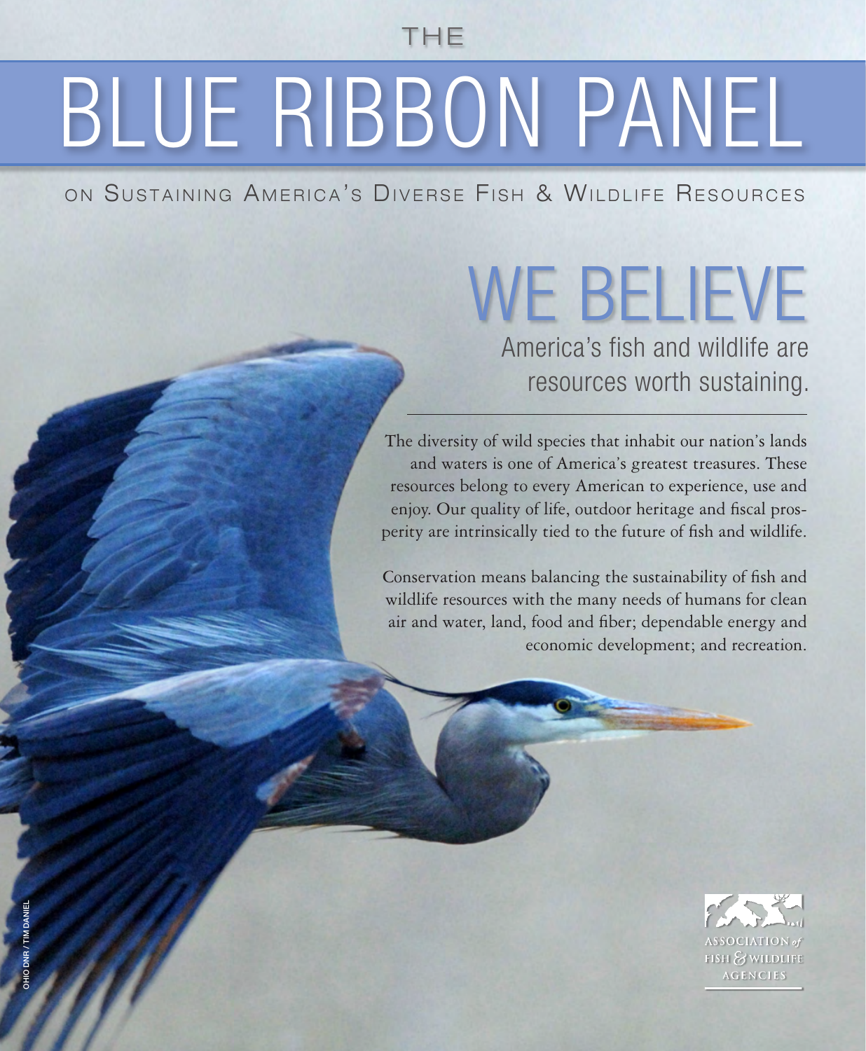THE

# BLUE RIBBON PANEL

ON SUSTAINING AMERICA'S DIVERSE FISH & WILDLIFE RESOURCES

## WE BELIEVE

America's fish and wildlife are resources worth sustaining.

The diversity of wild species that inhabit our nation's lands and waters is one of America's greatest treasures. These resources belong to every American to experience, use and enjoy. Our quality of life, outdoor heritage and fiscal prosperity are intrinsically tied to the future of fish and wildlife.

Conservation means balancing the sustainability of fish and wildlife resources with the many needs of humans for clean air and water, land, food and fiber; dependable energy and economic development; and recreation.

OHIO DNR / TIM DANIEL

ASSOCIATION of FISH & WILDLIFE AGENCIES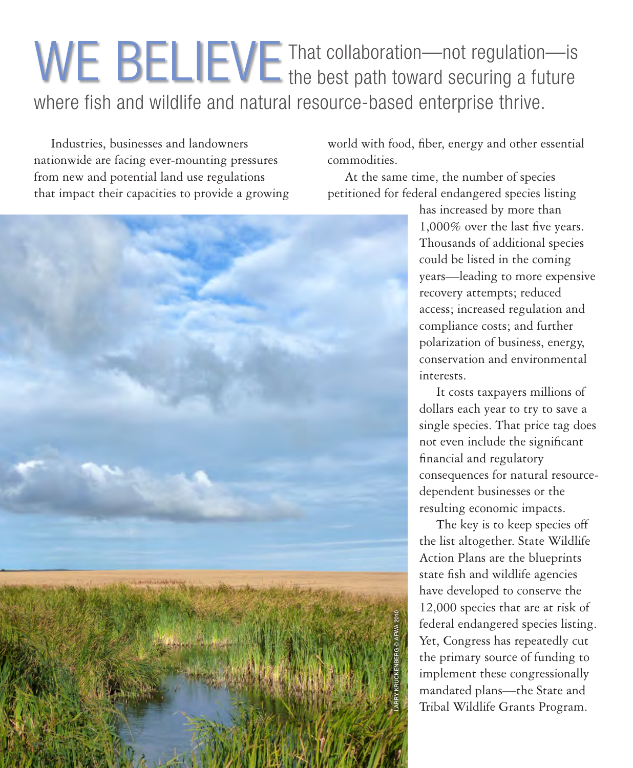# WE BELIEVE That collaboration—not regulation—is the best path toward securing a future where fish and wildlife and natural resource-based enterprise thrive.

Industries, businesses and landowners nationwide are facing ever-mounting pressures from new and potential land use regulations that impact their capacities to provide a growing world with food, fiber, energy and other essential commodities.

At the same time, the number of species petitioned for federal endangered species listing has increased by more than 1,000% over the last five years. Thousands of additional species could be listed in the coming years—leading to more expensive recovery attempts; reduced access; increased regulation and compliance costs; and further polarization of business, energy, conservation and environmental interests.

It costs taxpayers millions of dollars each year to try to save a single species. That price tag does not even include the significant financial and regulatory consequences for natural resource-dependent businesses or the resulting economic impacts.

The key is to keep species off the list altogether. State Wildlife Action Plans are the blueprints state fish and wildlife agencies have developed to conserve the 12,000 species that are at risk of federal endangered species listing. Yet, Congress has repeatedly cut the primary source of funding to implement these congressionally mandated plans—the State and Tribal Wildlife Grants Program.

LARRY KRUCKENBERG © AFWA 2010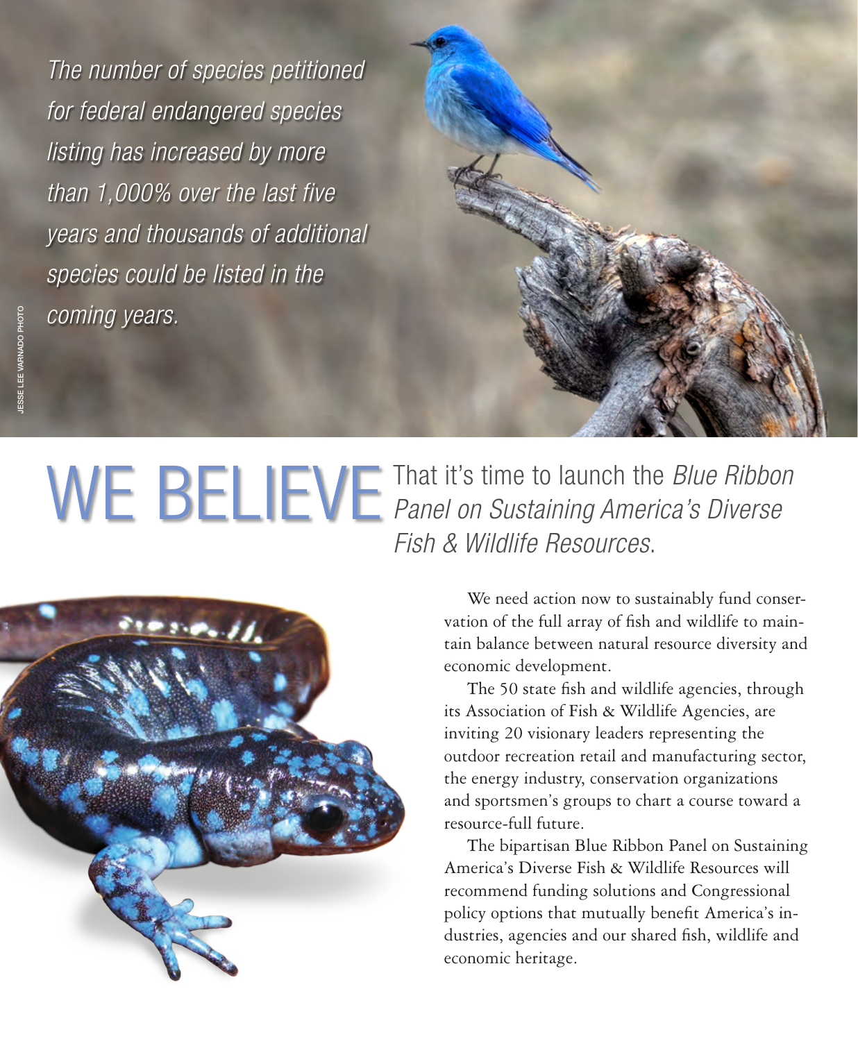*The number of species petitioned for federal endangered species listing has increased by more than 1,000% over the last five years and thousands of additional species could be listed in the coming years.*

JESSE LEE VARNADO PHOTO

# WE BELIEVE

That it's time to launch the *Blue Ribbon Panel on Sustaining America's Diverse Fish & Wildlife Resources*.

We need action now to sustainably fund conservation of the full array of fish and wildlife to maintain balance between natural resource diversity and economic development.

The 50 state fish and wildlife agencies, through its Association of Fish & Wildlife Agencies, are inviting 20 visionary leaders representing the outdoor recreation retail and manufacturing sector, the energy industry, conservation organizations and sportsmen's groups to chart a course toward a resource-full future.

The bipartisan Blue Ribbon Panel on Sustaining America's Diverse Fish & Wildlife Resources will recommend funding solutions and Congressional policy options that mutually benefit America's industries, agencies and our shared fish, wildlife and economic heritage.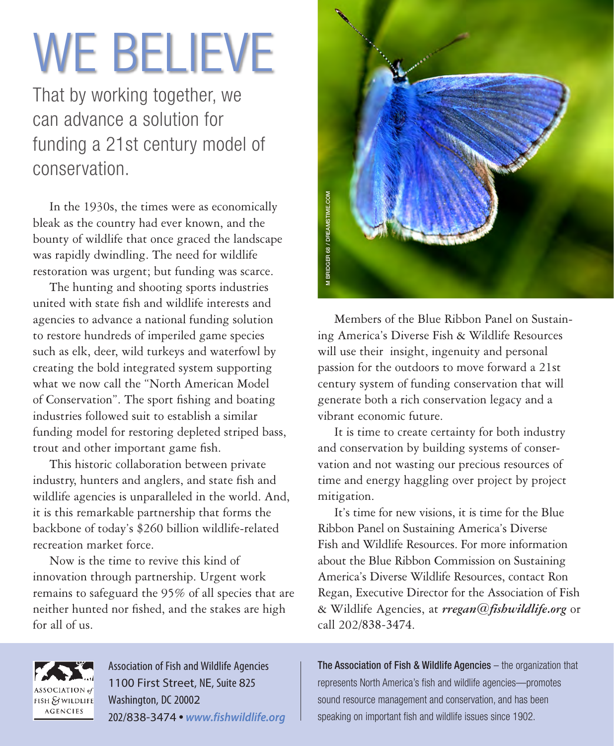# WE BELIEVE

That by working together, we can advance a solution for funding a 21st century model of conservation.

In the 1930s, the times were as economically bleak as the country had ever known, and the bounty of wildlife that once graced the landscape was rapidly dwindling. The need for wildlife restoration was urgent; but funding was scarce.

The hunting and shooting sports industries united with state fish and wildlife interests and agencies to advance a national funding solution to restore hundreds of imperiled game species such as elk, deer, wild turkeys and waterfowl by creating the bold integrated system supporting what we now call the "North American Model of Conservation". The sport fishing and boating industries followed suit to establish a similar funding model for restoring depleted striped bass, trout and other important game fish.

This historic collaboration between private industry, hunters and anglers, and state fish and wildlife agencies is unparalleled in the world. And, it is this remarkable partnership that forms the backbone of today's $260 billion wildlife-related recreation market force.

Now is the time to revive this kind of innovation through partnership. Urgent work remains to safeguard the 95% of all species that are neither hunted nor fished, and the stakes are high for all of us.

M BRIDGER 68 / DREAMSTIME.COM

Members of the Blue Ribbon Panel on Sustaining America's Diverse Fish & Wildlife Resources will use their insight, ingenuity and personal passion for the outdoors to move forward a 21st century system of funding conservation that will generate both a rich conservation legacy and a vibrant economic future.

It is time to create certainty for both industry and conservation by building systems of conservation and not wasting our precious resources of time and energy haggling over project by project mitigation.

It's time for new visions, it is time for the Blue Ribbon Panel on Sustaining America's Diverse Fish and Wildlife Resources. For more information about the Blue Ribbon Commission on Sustaining America's Diverse Wildlife Resources, contact Ron Regan, Executive Director for the Association of Fish & Wildlife Agencies, at ***rregan@fishwildlife.org*** or call 202/838-3474.

ASSOCIATION of FISH & WILDLIFE AGENCIES

Association of Fish and Wildlife Agencies
1100 First Street, NE, Suite 825
Washington, DC 20002
202/838-3474 • *www.fishwildlife.org*

**The Association of Fish & Wildlife Agencies** – the organization that represents North America's fish and wildlife agencies—promotes sound resource management and conservation, and has been speaking on important fish and wildlife issues since 1902.